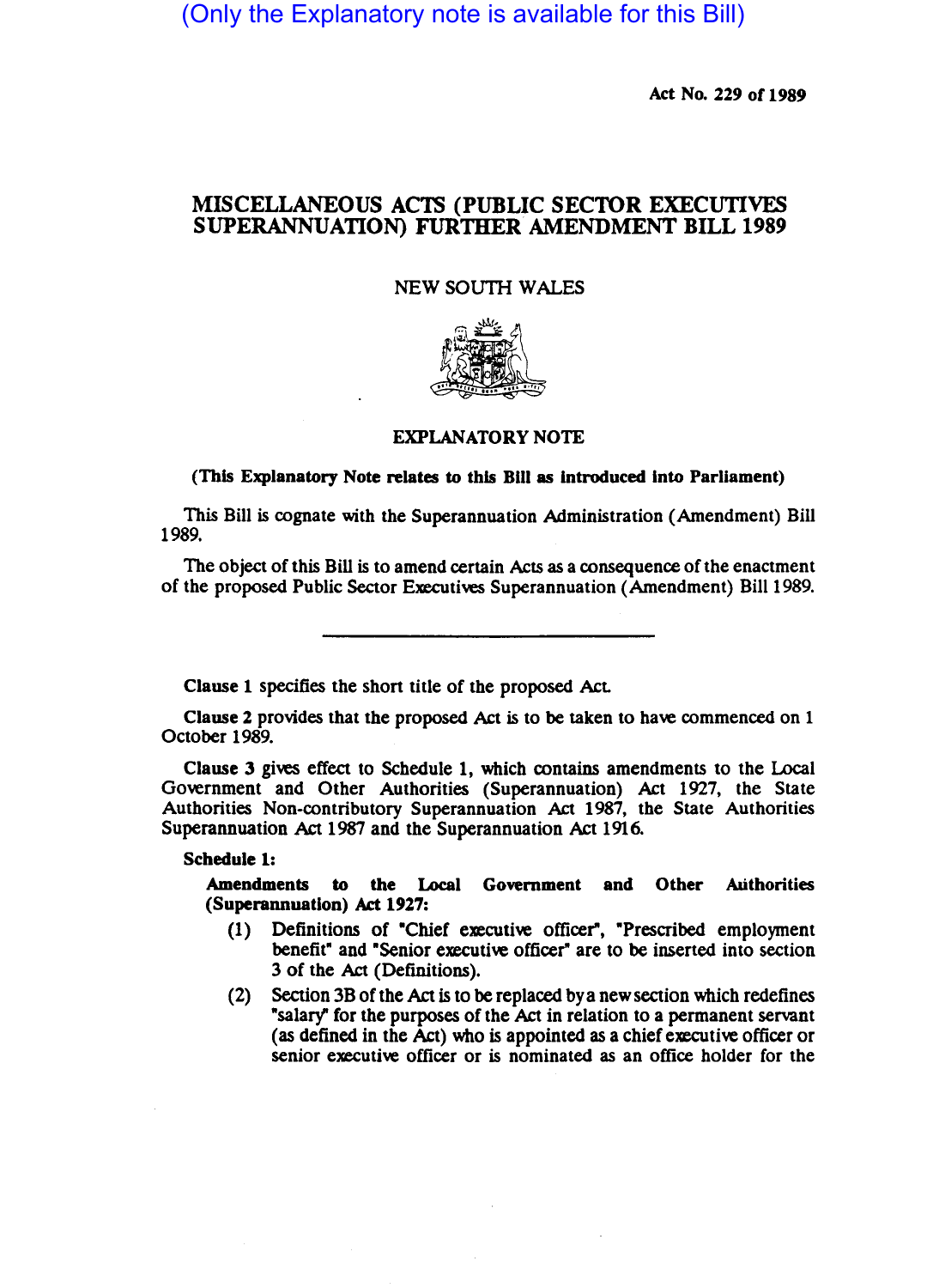(Only the Explanatory note is available for this Bill)

Act No. 229 of 1989

# MISCELLANEOUS ACTS (PUBLIC SECTOR EXECUTIVES SUPERANNUATION) FURTHER AMENDMENT BILL 1989

NEW SOUTH WALES

## EXPLANATORY NOTE

**(This Explanatory Note relates to this Bill as introduced into Parliament)**

This Bill is cognate with the Superannuation Administration (Amendment) Bill 1989.

The object of this Bill is to amend certain Acts as a consequence of the enactment of the proposed Public Sector Executives Superannuation (Amendment) Bill 1989.

---

**Clause 1** specifies the short title of the proposed Act.

**Clause 2** provides that the proposed Act is to be taken to have commenced on 1 October 1989.

**Clause 3** gives effect to Schedule 1, which contains amendments to the Local Government and Other Authorities (Superannuation) Act 1927, the State Authorities Non-contributory Superannuation Act 1987, the State Authorities Superannuation Act 1987 and the Superannuation Act 1916.

**Schedule 1:**

**Amendments to the Local Government and Other Authorities (Superannuation) Act 1927:**

(1) Definitions of "Chief executive officer", "Prescribed employment benefit" and "Senior executive officer" are to be inserted into section 3 of the Act (Definitions).

(2) Section 3B of the Act is to be replaced by a new section which redefines "salary" for the purposes of the Act in relation to a permanent servant (as defined in the Act) who is appointed as a chief executive officer or senior executive officer or is nominated as an office holder for the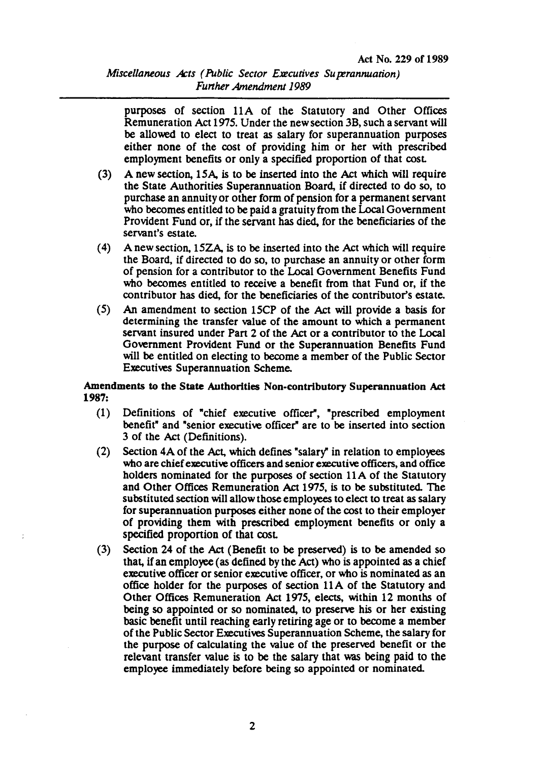purposes of section 11A of the Statutory and Other Offices Remuneration Act 1975. Under the new section 3B, such a servant will be allowed to elect to treat as salary for superannuation purposes either none of the cost of providing him or her with prescribed employment benefits or only a specified proportion of that cost.

(3) A new section, 15A, is to be inserted into the Act which will require the State Authorities Superannuation Board, if directed to do so, to purchase an annuity or other form of pension for a permanent servant who becomes entitled to be paid a gratuity from the Local Government Provident Fund or, if the servant has died, for the beneficiaries of the servant's estate.

(4) A new section, 15ZA, is to be inserted into the Act which will require the Board, if directed to do so, to purchase an annuity or other form of pension for a contributor to the Local Government Benefits Fund who becomes entitled to receive a benefit from that Fund or, if the contributor has died, for the beneficiaries of the contributor's estate.

(5) An amendment to section 15CP of the Act will provide a basis for determining the transfer value of the amount to which a permanent servant insured under Part 2 of the Act or a contributor to the Local Government Provident Fund or the Superannuation Benefits Fund will be entitled on electing to become a member of the Public Sector Executives Superannuation Scheme.

**Amendments to the State Authorities Non-contributory Superannuation Act 1987:**

(1) Definitions of "chief executive officer", "prescribed employment benefit" and "senior executive officer" are to be inserted into section 3 of the Act (Definitions).

(2) Section 4A of the Act, which defines "salary" in relation to employees who are chief executive officers and senior executive officers, and office holders nominated for the purposes of section 11A of the Statutory and Other Offices Remuneration Act 1975, is to be substituted. The substituted section will allow those employees to elect to treat as salary for superannuation purposes either none of the cost to their employer of providing them with prescribed employment benefits or only a specified proportion of that cost.

(3) Section 24 of the Act (Benefit to be preserved) is to be amended so that, if an employee (as defined by the Act) who is appointed as a chief executive officer or senior executive officer, or who is nominated as an office holder for the purposes of section 11A of the Statutory and Other Offices Remuneration Act 1975, elects, within 12 months of being so appointed or so nominated, to preserve his or her existing basic benefit until reaching early retiring age or to become a member of the Public Sector Executives Superannuation Scheme, the salary for the purpose of calculating the value of the preserved benefit or the relevant transfer value is to be the salary that was being paid to the employee immediately before being so appointed or nominated.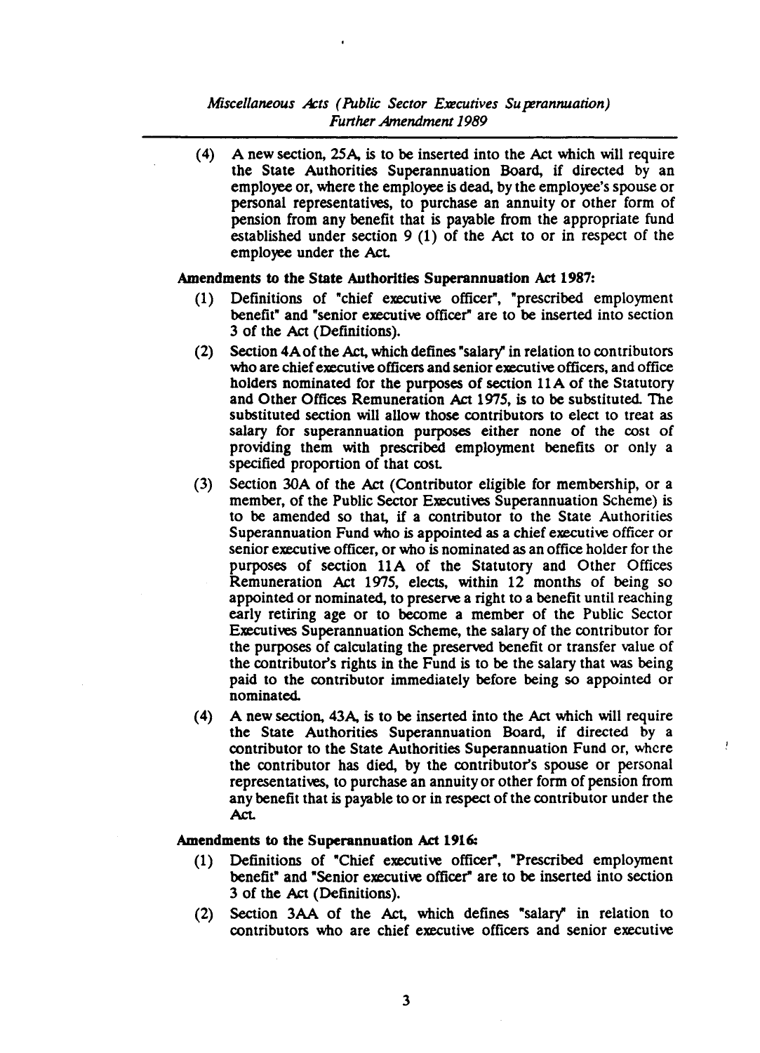(4) A new section, 25A, is to be inserted into the Act which will require the State Authorities Superannuation Board, if directed by an employee or, where the employee is dead, by the employee's spouse or personal representatives, to purchase an annuity or other form of pension from any benefit that is payable from the appropriate fund established under section 9 (1) of the Act to or in respect of the employee under the Act.

**Amendments to the State Authorities Superannuation Act 1987:**

(1) Definitions of "chief executive officer", "prescribed employment benefit" and "senior executive officer" are to be inserted into section 3 of the Act (Definitions).

(2) Section 4A of the Act, which defines "salary" in relation to contributors who are chief executive officers and senior executive officers, and office holders nominated for the purposes of section 11A of the Statutory and Other Offices Remuneration Act 1975, is to be substituted. The substituted section will allow those contributors to elect to treat as salary for superannuation purposes either none of the cost of providing them with prescribed employment benefits or only a specified proportion of that cost.

(3) Section 30A of the Act (Contributor eligible for membership, or a member, of the Public Sector Executives Superannuation Scheme) is to be amended so that, if a contributor to the State Authorities Superannuation Fund who is appointed as a chief executive officer or senior executive officer, or who is nominated as an office holder for the purposes of section 11A of the Statutory and Other Offices Remuneration Act 1975, elects, within 12 months of being so appointed or nominated, to preserve a right to a benefit until reaching early retiring age or to become a member of the Public Sector Executives Superannuation Scheme, the salary of the contributor for the purposes of calculating the preserved benefit or transfer value of the contributor's rights in the Fund is to be the salary that was being paid to the contributor immediately before being so appointed or nominated.

(4) A new section, 43A, is to be inserted into the Act which will require the State Authorities Superannuation Board, if directed by a contributor to the State Authorities Superannuation Fund or, where the contributor has died, by the contributor's spouse or personal representatives, to purchase an annuity or other form of pension from any benefit that is payable to or in respect of the contributor under the Act.

**Amendments to the Superannuation Act 1916:**

(1) Definitions of "Chief executive officer", "Prescribed employment benefit" and "Senior executive officer" are to be inserted into section 3 of the Act (Definitions).

(2) Section 3AA of the Act, which defines "salary" in relation to contributors who are chief executive officers and senior executive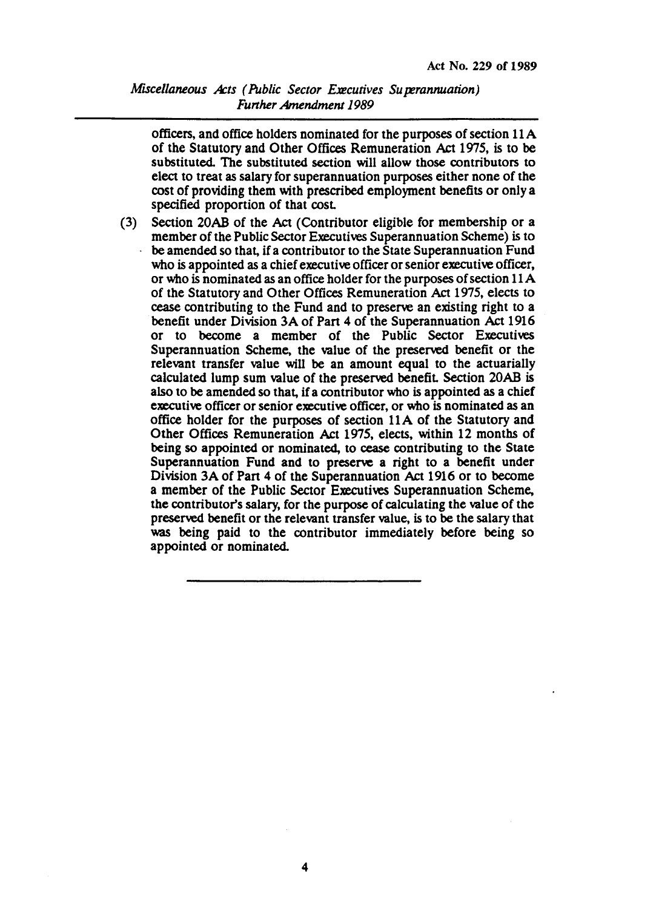officers, and office holders nominated for the purposes of section 11A of the Statutory and Other Offices Remuneration Act 1975, is to be substituted. The substituted section will allow those contributors to elect to treat as salary for superannuation purposes either none of the cost of providing them with prescribed employment benefits or only a specified proportion of that cost.

(3) Section 20AB of the Act (Contributor eligible for membership or a member of the Public Sector Executives Superannuation Scheme) is to be amended so that, if a contributor to the State Superannuation Fund who is appointed as a chief executive officer or senior executive officer, or who is nominated as an office holder for the purposes of section 11A of the Statutory and Other Offices Remuneration Act 1975, elects to cease contributing to the Fund and to preserve an existing right to a benefit under Division 3A of Part 4 of the Superannuation Act 1916 or to become a member of the Public Sector Executives Superannuation Scheme, the value of the preserved benefit or the relevant transfer value will be an amount equal to the actuarially calculated lump sum value of the preserved benefit. Section 20AB is also to be amended so that, if a contributor who is appointed as a chief executive officer or senior executive officer, or who is nominated as an office holder for the purposes of section 11A of the Statutory and Other Offices Remuneration Act 1975, elects, within 12 months of being so appointed or nominated, to cease contributing to the State Superannuation Fund and to preserve a right to a benefit under Division 3A of Part 4 of the Superannuation Act 1916 or to become a member of the Public Sector Executives Superannuation Scheme, the contributor's salary, for the purpose of calculating the value of the preserved benefit or the relevant transfer value, is to be the salary that was being paid to the contributor immediately before being so appointed or nominated.